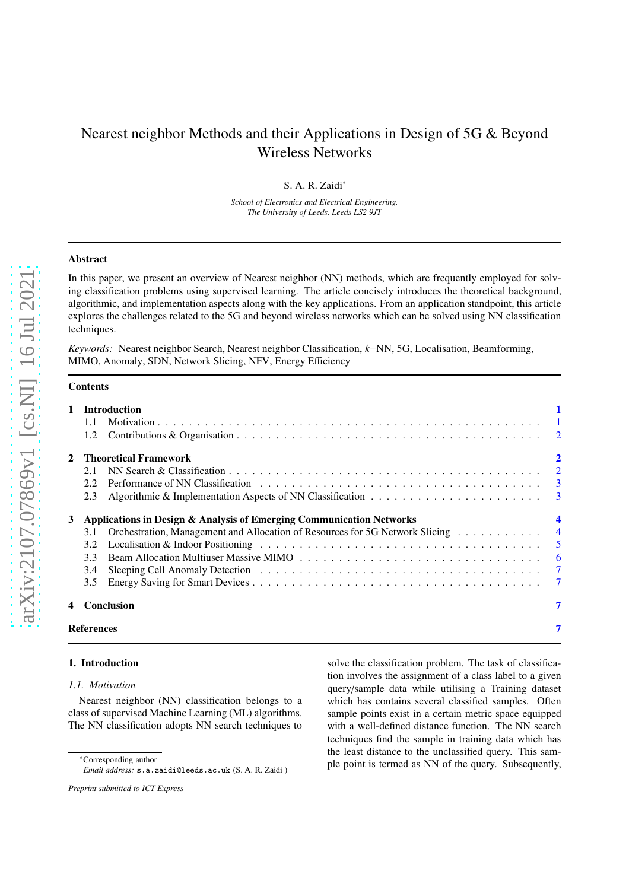# Nearest neighbor Methods and their Applications in Design of 5G & Beyond Wireless Networks

S. A. R. Zaidi[*]

*School of Electronics and Electrical Engineering, The University of Leeds, Leeds LS2 9JT*

---

### Abstract

In this paper, we present an overview of Nearest neighbor (NN) methods, which are frequently employed for solving classification problems using supervised learning. The article concisely introduces the theoretical background, algorithmic, and implementation aspects along with the key applications. From an application standpoint, this article explores the challenges related to the 5G and beyond wireless networks which can be solved using NN classification techniques.

*Keywords:* Nearest neighbor Search, Nearest neighbor Classification, $k-$NN, 5G, Localisation, Beamforming, MIMO, Anomaly, SDN, Network Slicing, NFV, Energy Efficiency

---

### Contents

- **1 Introduction** — 1
  - 1.1 Motivation — 1
  - 1.2 Contributions & Organisation — 2
- **2 Theoretical Framework** — 2
  - 2.1 NN Search & Classification — 2
  - 2.2 Performance of NN Classification — 3
  - 2.3 Algorithmic & Implementation Aspects of NN Classification — 3
- **3 Applications in Design & Analysis of Emerging Communication Networks** — 4
  - 3.1 Orchestration, Management and Allocation of Resources for 5G Network Slicing — 4
  - 3.2 Localisation & Indoor Positioning — 5
  - 3.3 Beam Allocation Multiuser Massive MIMO — 6
  - 3.4 Sleeping Cell Anomaly Detection — 7
  - 3.5 Energy Saving for Smart Devices — 7
- **4 Conclusion** — 7
- **References** — 7

---

## 1. Introduction

### 1.1. Motivation

Nearest neighbor (NN) classification belongs to a class of supervised Machine Learning (ML) algorithms. The NN classification adopts NN search techniques to solve the classification problem. The task of classification involves the assignment of a class label to a given query/sample data while utilising a Training dataset which has contains several classified samples. Often sample points exist in a certain metric space equipped with a well-defined distance function. The NN search techniques find the sample in training data which has the least distance to the unclassified query. This sample point is termed as NN of the query. Subsequently,

---

[*]Corresponding author
*Email address:* `s.a.zaidi@leeds.ac.uk` (S. A. R. Zaidi )

*Preprint submitted to ICT Express*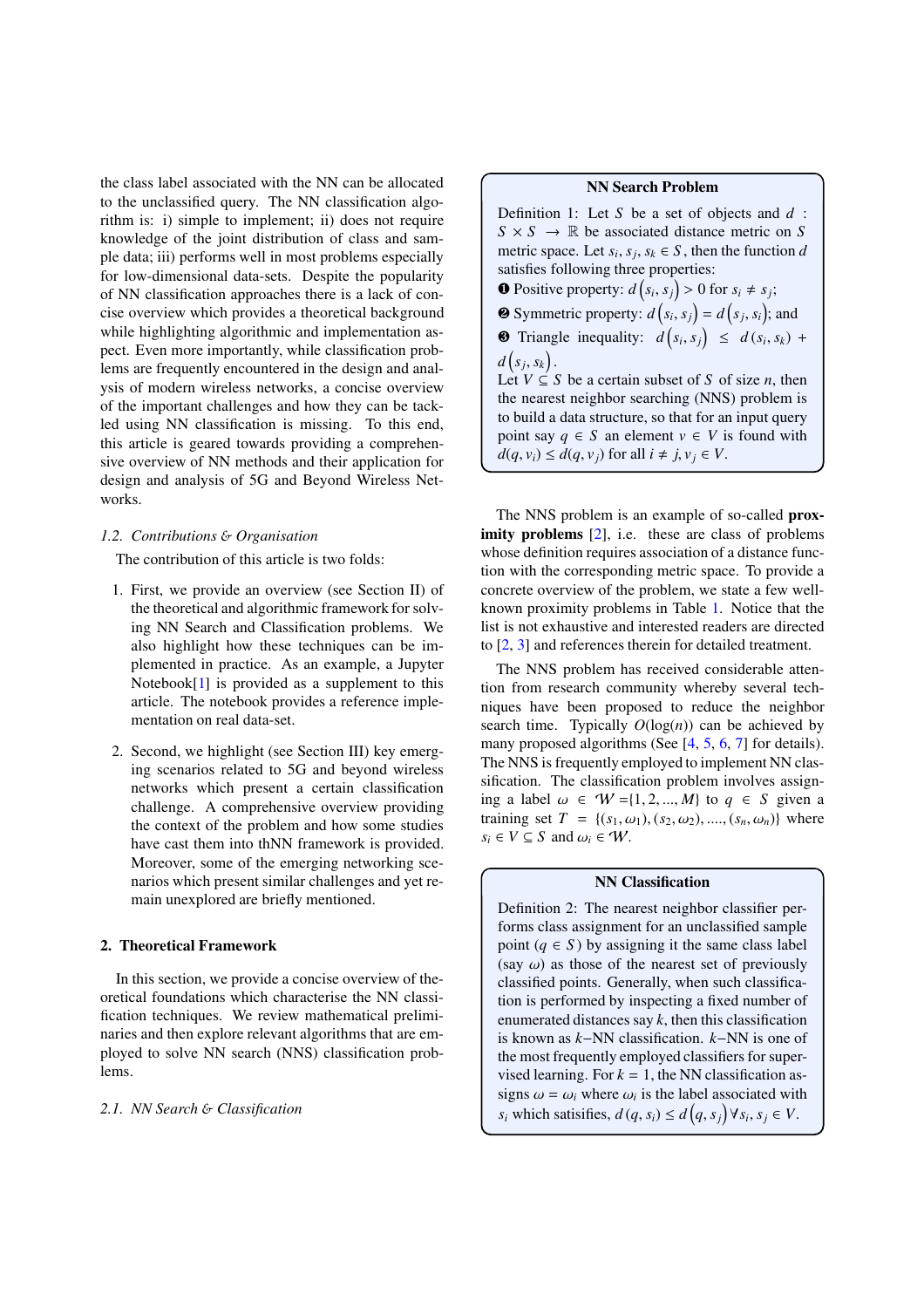the class label associated with the NN can be allocated to the unclassified query. The NN classification algorithm is: i) simple to implement; ii) does not require knowledge of the joint distribution of class and sample data; iii) performs well in most problems especially for low-dimensional data-sets. Despite the popularity of NN classification approaches there is a lack of concise overview which provides a theoretical background while highlighting algorithmic and implementation aspect. Even more importantly, while classification problems are frequently encountered in the design and analysis of modern wireless networks, a concise overview of the important challenges and how they can be tackled using NN classification is missing. To this end, this article is geared towards providing a comprehensive overview of NN methods and their application for design and analysis of 5G and Beyond Wireless Networks.

### 1.2. Contributions & Organisation

The contribution of this article is two folds:

1. First, we provide an overview (see Section II) of the theoretical and algorithmic framework for solving NN Search and Classification problems. We also highlight how these techniques can be implemented in practice. As an example, a Jupyter Notebook[1] is provided as a supplement to this article. The notebook provides a reference implementation on real data-set.

2. Second, we highlight (see Section III) key emerging scenarios related to 5G and beyond wireless networks which present a certain classification challenge. A comprehensive overview providing the context of the problem and how some studies have cast them into thNN framework is provided. Moreover, some of the emerging networking scenarios which present similar challenges and yet remain unexplored are briefly mentioned.

## 2. Theoretical Framework

In this section, we provide a concise overview of theoretical foundations which characterise the NN classification techniques. We review mathematical preliminaries and then explore relevant algorithms that are employed to solve NN search (NNS) classification problems.

### 2.1. NN Search & Classification

**NN Search Problem**

Definition 1: Let $S$ be a set of objects and $d : S \times S \to \mathbb{R}$ be associated distance metric on $S$ metric space. Let $s_i, s_j, s_k \in S$, then the function $d$ satisfies following three properties:
❶ Positive property: $d\left(s_i, s_j\right) > 0$ for $s_i \neq s_j$;
❷ Symmetric property: $d\left(s_i, s_j\right) = d\left(s_j, s_i\right)$; and
❸ Triangle inequality: $d\left(s_i, s_j\right) \leq d\left(s_i, s_k\right) + d\left(s_j, s_k\right)$.
Let $V \subseteq S$ be a certain subset of $S$ of size $n$, then the nearest neighbor searching (NNS) problem is to build a data structure, so that for an input query point say $q \in S$ an element $v \in V$ is found with $d(q, v_i) \leq d(q, v_j)$ for all $i \neq j, v_j \in V$.

The NNS problem is an example of so-called **proximity problems** [2], i.e. these are class of problems whose definition requires association of a distance function with the corresponding metric space. To provide a concrete overview of the problem, we state a few well-known proximity problems in Table 1. Notice that the list is not exhaustive and interested readers are directed to [2, 3] and references therein for detailed treatment.

The NNS problem has received considerable attention from research community whereby several techniques have been proposed to reduce the neighbor search time. Typically $O(\log(n))$ can be achieved by many proposed algorithms (See [4, 5, 6, 7] for details). The NNS is frequently employed to implement NN classification. The classification problem involves assigning a label $\omega \in \mathcal{W} = \{1, 2, ..., M\}$ to $q \in S$ given a training set $T = \{(s_1, \omega_1), (s_2, \omega_2), ...., (s_n, \omega_n)\}$ where $s_i \in V \subseteq S$ and $\omega_i \in \mathcal{W}$.

**NN Classification**

Definition 2: The nearest neighbor classifier performs class assignment for an unclassified sample point ($q \in S$) by assigning it the same class label (say $\omega$) as those of the nearest set of previously classified points. Generally, when such classification is performed by inspecting a fixed number of enumerated distances say $k$, then this classification is known as $k-$NN classification. $k-$NN is one of the most frequently employed classifiers for supervised learning. For $k = 1$, the NN classification assigns $\omega = \omega_i$ where $\omega_i$ is the label associated with $s_i$ which satisifies, $d\left(q, s_i\right) \leq d\left(q, s_j\right) \forall s_i, s_j \in V$.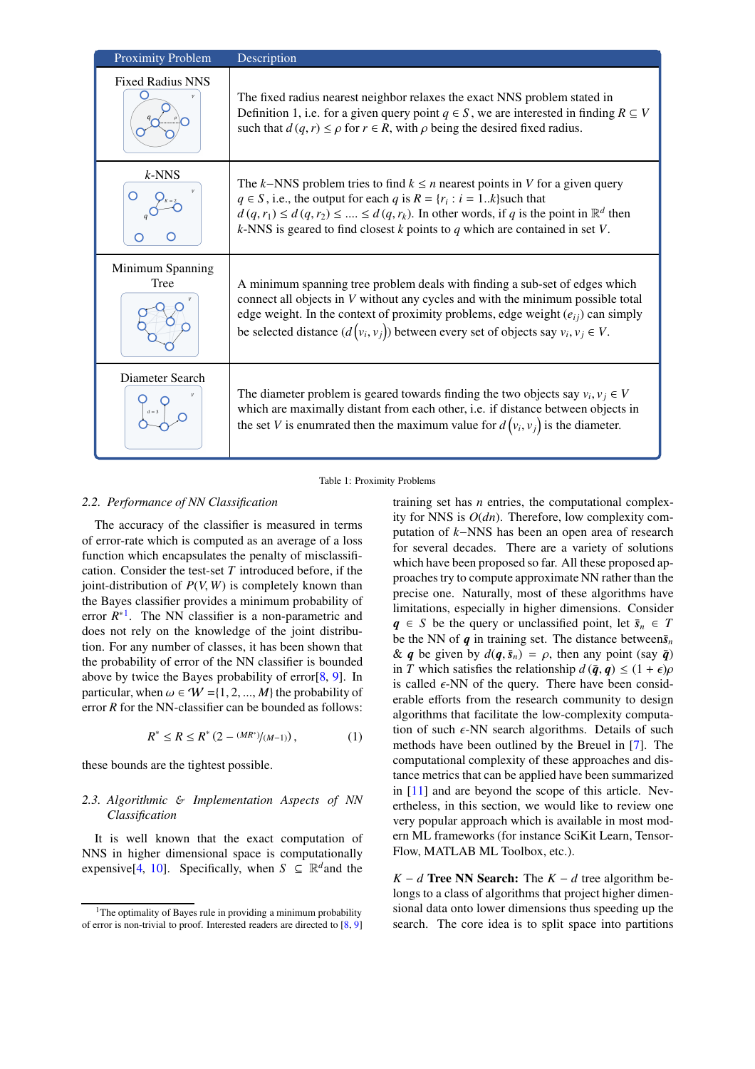| Proximity Problem | Description |
|---|---|
| Fixed Radius NNS | The fixed radius nearest neighbor relaxes the exact NNS problem stated in Definition 1, i.e. for a given query point $q \in S$, we are interested in finding $R \subseteq V$ such that $d(q, r) \leq \rho$ for $r \in R$, with $\rho$ being the desired fixed radius. |
| $k$-NNS | The $k-$NNS problem tries to find $k \leq n$ nearest points in $V$ for a given query $q \in S$, i.e., the output for each $q$ is $R = \{r_i : i = 1..k\}$such that $d(q, r_1) \leq d(q, r_2) \leq .... \leq d(q, r_k)$. In other words, if $q$ is the point in $\mathbb{R}^d$ then $k$-NNS is geared to find closest $k$ points to $q$ which are contained in set $V$. |
| Minimum Spanning Tree | A minimum spanning tree problem deals with finding a sub-set of edges which connect all objects in $V$ without any cycles and with the minimum possible total edge weight. In the context of proximity problems, edge weight $(e_{ij})$ can simply be selected distance $(d(v_i, v_j))$ between every set of objects say $v_i, v_j \in V$. |
| Diameter Search | The diameter problem is geared towards finding the two objects say $v_i, v_j \in V$ which are maximally distant from each other, i.e. if distance between objects in the set $V$ is enumrated then the maximum value for $d(v_i, v_j)$ is the diameter. |

Table 1: Proximity Problems

### 2.2. Performance of NN Classification

The accuracy of the classifier is measured in terms of error-rate which is computed as an average of a loss function which encapsulates the penalty of misclassification. Consider the test-set $T$ introduced before, if the joint-distribution of $P(V, W)$ is completely known than the Bayes classifier provides a minimum probability of error $R^*$[1]. The NN classifier is a non-parametric and does not rely on the knowledge of the joint distribution. For any number of classes, it has been shown that the probability of error of the NN classifier is bounded above by twice the Bayes probability of error[8, 9]. In particular, when $\omega \in \mathcal{W} = \{1, 2, ..., M\}$ the probability of error $R$ for the NN-classifier can be bounded as follows:

$$R^* \leq R \leq R^* \left(2 - {}^{(MR^*)}/_{(M-1)}\right), \tag{1}$$

these bounds are the tightest possible.

### 2.3. Algorithmic & Implementation Aspects of NN Classification

It is well known that the exact computation of NNS in higher dimensional space is computationally expensive[4, 10]. Specifically, when $S \subseteq \mathbb{R}^d$and the training set has $n$ entries, the computational complexity for NNS is $O(dn)$. Therefore, low complexity computation of $k-$NNS has been an open area of research for several decades. There are a variety of solutions which have been proposed so far. All these proposed approaches try to compute approximate NN rather than the precise one. Naturally, most of these algorithms have limitations, especially in higher dimensions. Consider $\boldsymbol{q} \in S$ be the query or unclassified point, let $\bar{\boldsymbol{s}}_n \in T$ be the NN of $\boldsymbol{q}$ in training set. The distance between$\bar{\boldsymbol{s}}_n$ & $\boldsymbol{q}$ be given by $d(\boldsymbol{q}, \bar{\boldsymbol{s}}_n) = \rho$, then any point (say $\bar{\boldsymbol{q}}$) in $T$ which satisfies the relationship $d(\bar{\boldsymbol{q}}, \boldsymbol{q}) \leq (1 + \epsilon)\rho$ is called $\epsilon$-NN of the query. There have been considerable efforts from the research community to design algorithms that facilitate the low-complexity computation of such $\epsilon$-NN search algorithms. Details of such methods have been outlined by the Breuel in [7]. The computational complexity of these approaches and distance metrics that can be applied have been summarized in [11] and are beyond the scope of this article. Nevertheless, in this section, we would like to review one very popular approach which is available in most modern ML frameworks (for instance SciKit Learn, TensorFlow, MATLAB ML Toolbox, etc.).

**$K-d$ Tree NN Search:** The $K-d$ tree algorithm belongs to a class of algorithms that project higher dimensional data onto lower dimensions thus speeding up the search. The core idea is to split space into partitions

[1] The optimality of Bayes rule in providing a minimum probability of error is non-trivial to proof. Interested readers are directed to [8, 9]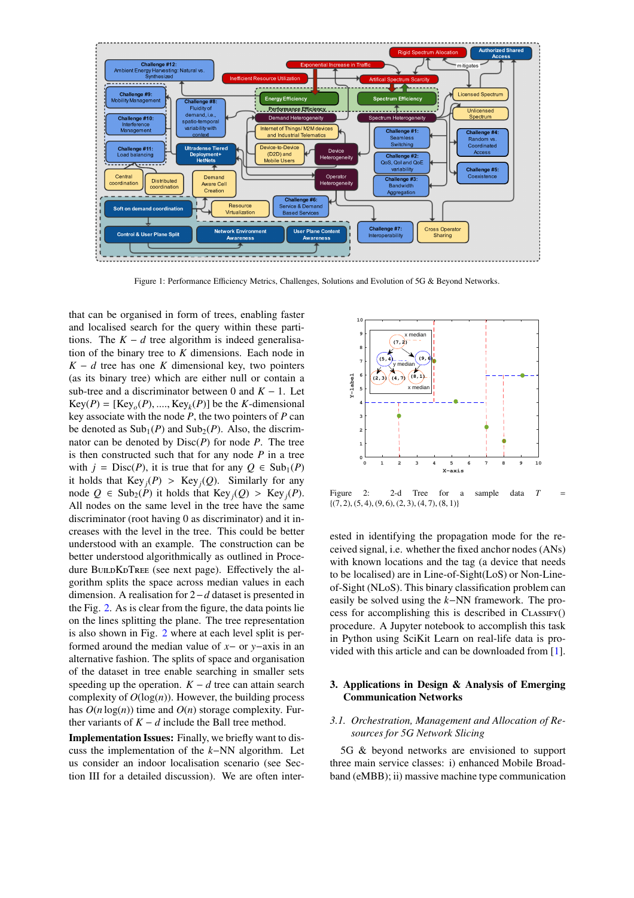Figure 1: Performance Efficiency Metrics, Challenges, Solutions and Evolution of 5G & Beyond Networks.

that can be organised in form of trees, enabling faster and localised search for the query within these partitions. The $K-d$ tree algorithm is indeed generalisation of the binary tree to $K$ dimensions. Each node in $K-d$ tree has one $K$ dimensional key, two pointers (as its binary tree) which are either null or contain a sub-tree and a discriminator between 0 and $K-1$. Let $\text{Key}(P) = [\text{Key}_o(P), ...., \text{Key}_k(P)]$ be the $K$-dimensional key associate with the node $P$, the two pointers of $P$ can be denoted as $\text{Sub}_1(P)$ and $\text{Sub}_2(P)$. Also, the discriminator can be denoted by $\text{Disc}(P)$ for node $P$. The tree is then constructed such that for any node $P$ in a tree with $j = \text{Disc}(P)$, it is true that for any $Q \in \text{Sub}_1(P)$ it holds that $\text{Key}_j(P) > \text{Key}_j(Q)$. Similarly for any node $Q \in \text{Sub}_2(P)$ it holds that $\text{Key}_j(Q) > \text{Key}_j(P)$. All nodes on the same level in the tree have the same discriminator (root having 0 as discriminator) and it increases with the level in the tree. This could be better understood with an example. The construction can be better understood algorithmically as outlined in Procedure BuildKdTree (see next page). Effectively the algorithm splits the space across median values in each dimension. A realisation for $2-d$ dataset is presented in the Fig. 2. As is clear from the figure, the data points lie on the lines splitting the plane. The tree representation is also shown in Fig. 2 where at each level split is performed around the median value of $x-$ or $y-$axis in an alternative fashion. The splits of space and organisation of the dataset in tree enable searching in smaller sets speeding up the operation. $K-d$ tree can attain search complexity of $O(\log(n))$. However, the building process has $O(n \log(n))$ time and $O(n)$ storage complexity. Further variants of $K-d$ include the Ball tree method.

**Implementation Issues:** Finally, we briefly want to discuss the implementation of the $k$–NN algorithm. Let us consider an indoor localisation scenario (see Section III for a detailed discussion). We are often interested in identifying the propagation mode for the received signal, i.e. whether the fixed anchor nodes (ANs) with known locations and the tag (a device that needs to be localised) are in Line-of-Sight(LoS) or Non-Line-of-Sight (NLoS). This binary classification problem can easily be solved using the $k$–NN framework. The process for accomplishing this is described in Classify() procedure. A Jupyter notebook to accomplish this task in Python using SciKit Learn on real-life data is provided with this article and can be downloaded from [1].

Figure 2: 2-d Tree for a sample data $T = \{(7,2),(5,4),(9,6),(2,3),(4,7),(8,1)\}$

## 3. Applications in Design & Analysis of Emerging Communication Networks

### 3.1. Orchestration, Management and Allocation of Resources for 5G Network Slicing

5G & beyond networks are envisioned to support three main service classes: i) enhanced Mobile Broadband (eMBB); ii) massive machine type communication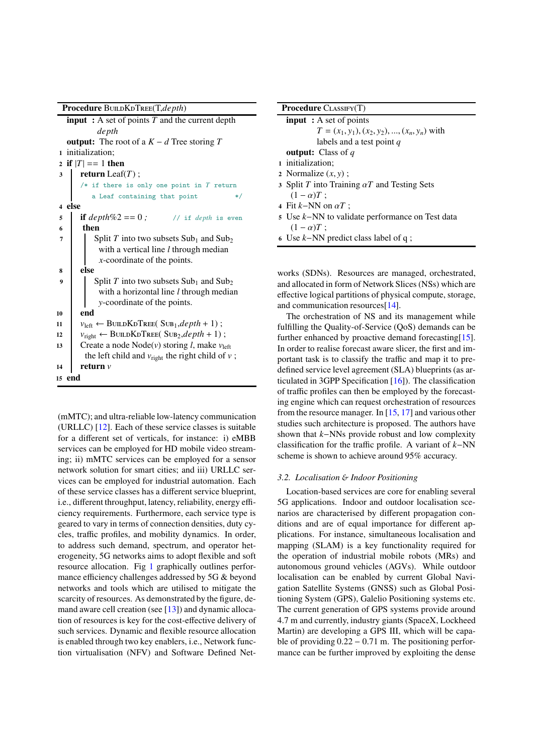**Procedure** BuildKdTree(T,*depth*)

```
input  : A set of points T and the current depth
         depth
output: The root of a K − d Tree storing T
1  initialization;
2  if |T| == 1 then
3      return Leaf(T) ;
       /* if there is only one point in T return
          a Leaf containing that point          */
4  else
5      if depth%2 == 0 ;      // if depth is even
6      then
7          Split T into two subsets Sub1 and Sub2
           with a vertical line l through median
           x-coordinate of the points.
8      else
9          Split T into two subsets Sub1 and Sub2
           with a horizontal line l through median
           y-coordinate of the points.
10     end
11     v_left ← BuildKdTree( Sub1,depth + 1) ;
12     v_right ← BuildKdTree( Sub2,depth + 1) ;
13     Create a node Node(v) storing l, make v_left
       the left child and v_right the right child of v ;
14     return v
15 end
```

**Procedure** Classify(T)

```
input  : A set of points
         T = (x1, y1), (x2, y2), ..., (xn, yn) with
         labels and a test point q
output: Class of q
1  initialization;
2  Normalize (x, y) ;
3  Split T into Training αT and Testing Sets
   (1 − α)T ;
4  Fit k−NN on αT ;
5  Use k−NN to validate performance on Test data
   (1 − α)T ;
6  Use k−NN predict class label of q ;
```

(mMTC); and ultra-reliable low-latency communication (URLLC) [12]. Each of these service classes is suitable for a different set of verticals, for instance: i) eMBB services can be employed for HD mobile video streaming; ii) mMTC services can be employed for a sensor network solution for smart cities; and iii) URLLC services can be employed for industrial automation. Each of these service classes has a different service blueprint, i.e., different throughput, latency, reliability, energy efficiency requirements. Furthermore, each service type is geared to vary in terms of connection densities, duty cycles, traffic profiles, and mobility dynamics. In order, to address such demand, spectrum, and operator heterogeneity, 5G networks aims to adopt flexible and soft resource allocation. Fig 1 graphically outlines performance efficiency challenges addressed by 5G & beyond networks and tools which are utilised to mitigate the scarcity of resources. As demonstrated by the figure, demand aware cell creation (see [13]) and dynamic allocation of resources is key for the cost-effective delivery of such services. Dynamic and flexible resource allocation is enabled through two key enablers, i.e., Network function virtualisation (NFV) and Software Defined Networks (SDNs). Resources are managed, orchestrated, and allocated in form of Network Slices (NSs) which are effective logical partitions of physical compute, storage, and communication resources[14].

The orchestration of NS and its management while fulfilling the Quality-of-Service (QoS) demands can be further enhanced by proactive demand forecasting[15]. In order to realise forecast aware slicer, the first and important task is to classify the traffic and map it to predefined service level agreement (SLA) blueprints (as articulated in 3GPP Specification [16]). The classification of traffic profiles can then be employed by the forecasting engine which can request orchestration of resources from the resource manager. In [15, 17] and various other studies such architecture is proposed. The authors have shown that $k-$NNs provide robust and low complexity classification for the traffic profile. A variant of $k-$NN scheme is shown to achieve around 95% accuracy.

### *3.2. Localisation & Indoor Positioning*

Location-based services are core for enabling several 5G applications. Indoor and outdoor localisation scenarios are characterised by different propagation conditions and are of equal importance for different applications. For instance, simultaneous localisation and mapping (SLAM) is a key functionality required for the operation of industrial mobile robots (MRs) and autonomous ground vehicles (AGVs). While outdoor localisation can be enabled by current Global Navigation Satellite Systems (GNSS) such as Global Positioning System (GPS), Galelio Positioning systems etc. The current generation of GPS systems provide around 4.7 m and currently, industry giants (SpaceX, Lockheed Martin) are developing a GPS III, which will be capable of providing $0.22 - 0.71$ m. The positioning performance can be further improved by exploiting the dense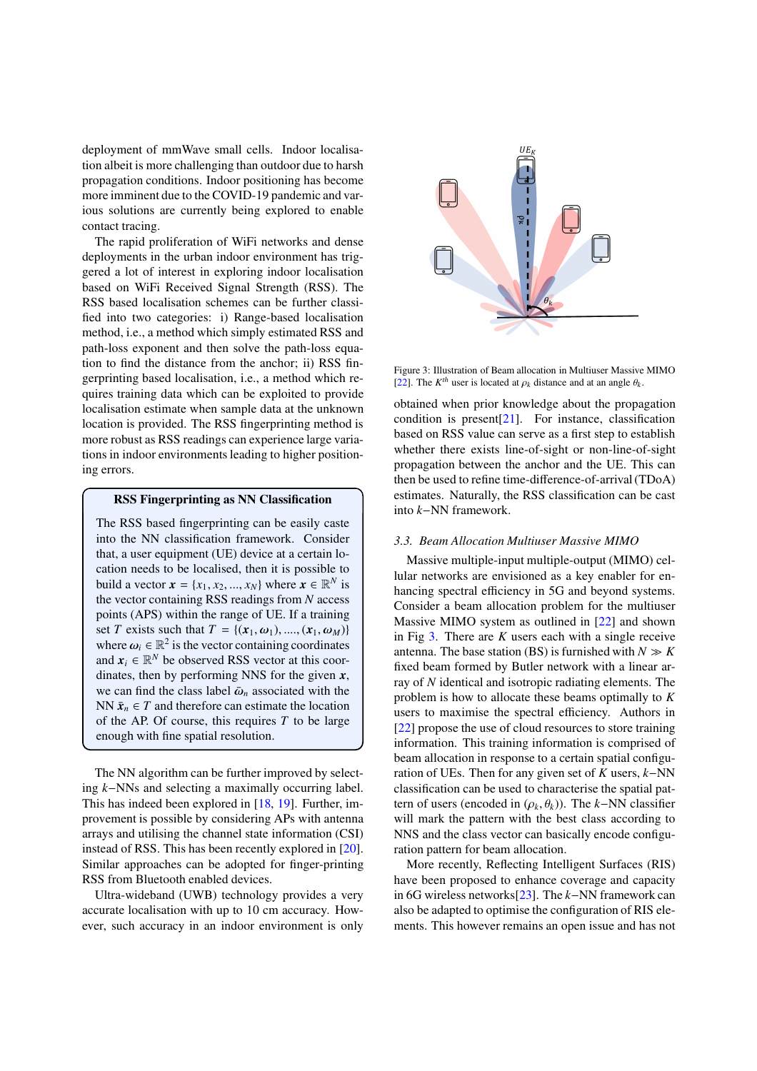deployment of mmWave small cells. Indoor localisation albeit is more challenging than outdoor due to harsh propagation conditions. Indoor positioning has become more imminent due to the COVID-19 pandemic and various solutions are currently being explored to enable contact tracing.

The rapid proliferation of WiFi networks and dense deployments in the urban indoor environment has triggered a lot of interest in exploring indoor localisation based on WiFi Received Signal Strength (RSS). The RSS based localisation schemes can be further classified into two categories: i) Range-based localisation method, i.e., a method which simply estimated RSS and path-loss exponent and then solve the path-loss equation to find the distance from the anchor; ii) RSS fingerprinting based localisation, i.e., a method which requires training data which can be exploited to provide localisation estimate when sample data at the unknown location is provided. The RSS fingerprinting method is more robust as RSS readings can experience large variations in indoor environments leading to higher positioning errors.

**RSS Fingerprinting as NN Classification**

The RSS based fingerprinting can be easily caste into the NN classification framework. Consider that, a user equipment (UE) device at a certain location needs to be localised, then it is possible to build a vector $\boldsymbol{x} = \{x_1, x_2, ..., x_N\}$ where $\boldsymbol{x} \in \mathbb{R}^N$ is the vector containing RSS readings from $N$ access points (APS) within the range of UE. If a training set $T$ exists such that $T = \{(\boldsymbol{x}_1, \boldsymbol{\omega}_1), ...., (\boldsymbol{x}_1, \boldsymbol{\omega}_M)\}$ where $\boldsymbol{\omega}_i \in \mathbb{R}^2$ is the vector containing coordinates and $\boldsymbol{x}_i \in \mathbb{R}^N$ be observed RSS vector at this coordinates, then by performing NNS for the given $\boldsymbol{x}$, we can find the class label $\bar{\boldsymbol{\omega}}_n$ associated with the NN $\bar{\boldsymbol{x}}_n \in T$ and therefore can estimate the location of the AP. Of course, this requires $T$ to be large enough with fine spatial resolution.

The NN algorithm can be further improved by selecting $k-$NNs and selecting a maximally occurring label. This has indeed been explored in [18, 19]. Further, improvement is possible by considering APs with antenna arrays and utilising the channel state information (CSI) instead of RSS. This has been recently explored in [20]. Similar approaches can be adopted for finger-printing RSS from Bluetooth enabled devices.

Ultra-wideband (UWB) technology provides a very accurate localisation with up to 10 cm accuracy. However, such accuracy in an indoor environment is only obtained when prior knowledge about the propagation condition is present[21]. For instance, classification based on RSS value can serve as a first step to establish whether there exists line-of-sight or non-line-of-sight propagation between the anchor and the UE. This can then be used to refine time-difference-of-arrival (TDoA) estimates. Naturally, the RSS classification can be cast into $k-$NN framework.

Figure 3: Illustration of Beam allocation in Multiuser Massive MIMO [22]. The $K^{th}$ user is located at $\rho_k$ distance and at an angle $\theta_k$.

### 3.3. Beam Allocation Multiuser Massive MIMO

Massive multiple-input multiple-output (MIMO) cellular networks are envisioned as a key enabler for enhancing spectral efficiency in 5G and beyond systems. Consider a beam allocation problem for the multiuser Massive MIMO system as outlined in [22] and shown in Fig 3. There are $K$ users each with a single receive antenna. The base station (BS) is furnished with $N \gg K$ fixed beam formed by Butler network with a linear array of $N$ identical and isotropic radiating elements. The problem is how to allocate these beams optimally to $K$ users to maximise the spectral efficiency. Authors in [22] propose the use of cloud resources to store training information. This training information is comprised of beam allocation in response to a certain spatial configuration of UEs. Then for any given set of $K$ users, $k-$NN classification can be used to characterise the spatial pattern of users (encoded in $(\rho_k, \theta_k)$). The $k-$NN classifier will mark the pattern with the best class according to NNS and the class vector can basically encode configuration pattern for beam allocation.

More recently, Reflecting Intelligent Surfaces (RIS) have been proposed to enhance coverage and capacity in 6G wireless networks[23]. The $k-$NN framework can also be adapted to optimise the configuration of RIS elements. This however remains an open issue and has not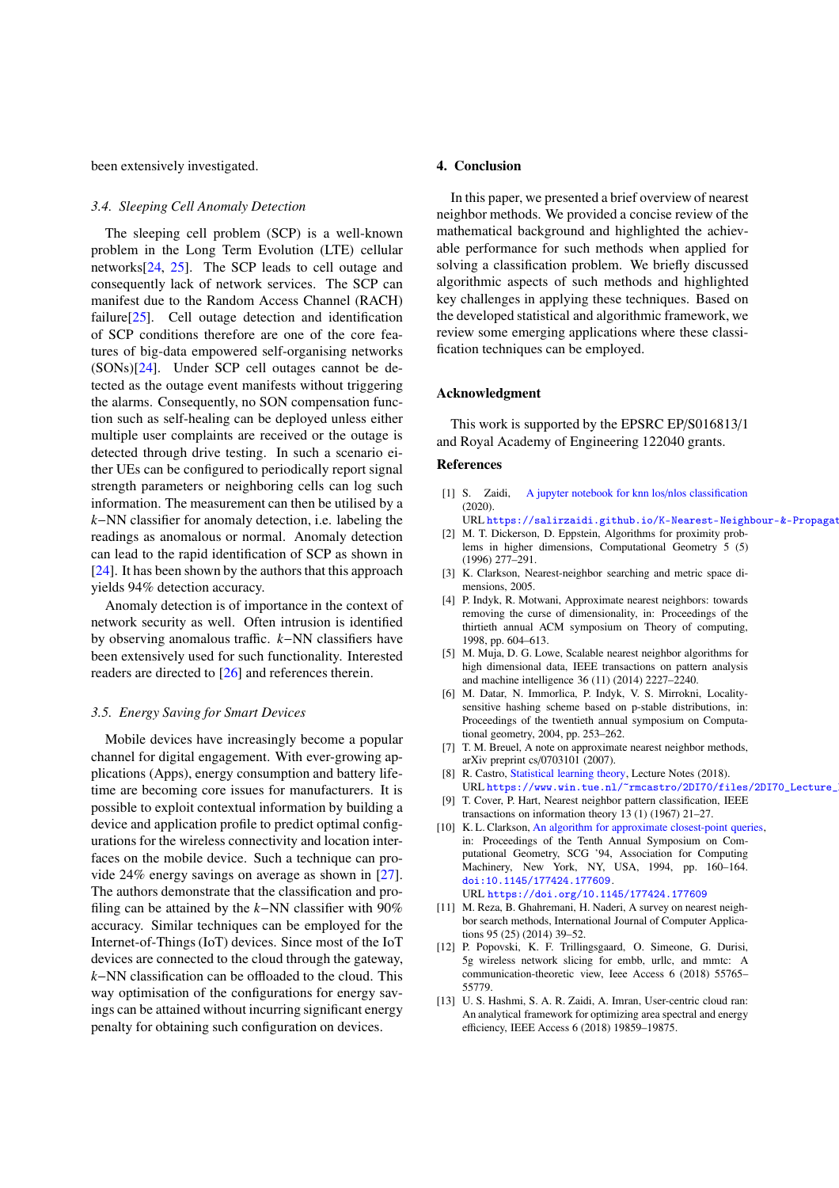been extensively investigated.

### 3.4. Sleeping Cell Anomaly Detection

The sleeping cell problem (SCP) is a well-known problem in the Long Term Evolution (LTE) cellular networks[24, 25]. The SCP leads to cell outage and consequently lack of network services. The SCP can manifest due to the Random Access Channel (RACH) failure[25]. Cell outage detection and identification of SCP conditions therefore are one of the core features of big-data empowered self-organising networks (SONs)[24]. Under SCP cell outages cannot be detected as the outage event manifests without triggering the alarms. Consequently, no SON compensation function such as self-healing can be deployed unless either multiple user complaints are received or the outage is detected through drive testing. In such a scenario either UEs can be configured to periodically report signal strength parameters or neighboring cells can log such information. The measurement can then be utilised by a $k-$NN classifier for anomaly detection, i.e. labeling the readings as anomalous or normal. Anomaly detection can lead to the rapid identification of SCP as shown in [24]. It has been shown by the authors that this approach yields 94% detection accuracy.

Anomaly detection is of importance in the context of network security as well. Often intrusion is identified by observing anomalous traffic. $k-$NN classifiers have been extensively used for such functionality. Interested readers are directed to [26] and references therein.

### 3.5. Energy Saving for Smart Devices

Mobile devices have increasingly become a popular channel for digital engagement. With ever-growing applications (Apps), energy consumption and battery lifetime are becoming core issues for manufacturers. It is possible to exploit contextual information by building a device and application profile to predict optimal configurations for the wireless connectivity and location interfaces on the mobile device. Such a technique can provide 24% energy savings on average as shown in [27]. The authors demonstrate that the classification and profiling can be attained by the $k-$NN classifier with 90% accuracy. Similar techniques can be employed for the Internet-of-Things (IoT) devices. Since most of the IoT devices are connected to the cloud through the gateway, $k-$NN classification can be offloaded to the cloud. This way optimisation of the configurations for energy savings can be attained without incurring significant energy penalty for obtaining such configuration on devices.

## 4. Conclusion

In this paper, we presented a brief overview of nearest neighbor methods. We provided a concise review of the mathematical background and highlighted the achievable performance for such methods when applied for solving a classification problem. We briefly discussed algorithmic aspects of such methods and highlighted key challenges in applying these techniques. Based on the developed statistical and algorithmic framework, we review some emerging applications where these classification techniques can be employed.

## Acknowledgment

This work is supported by the EPSRC EP/S016813/1 and Royal Academy of Engineering 122040 grants.

## References

[1] S. Zaidi, A jupyter notebook for knn los/nlos classification (2020).
URL https://salirzaidi.github.io/K-Nearest-Neighbour-&-Propagat

[2] M. T. Dickerson, D. Eppstein, Algorithms for proximity problems in higher dimensions, Computational Geometry 5 (5) (1996) 277–291.

[3] K. Clarkson, Nearest-neighbor searching and metric space dimensions, 2005.

[4] P. Indyk, R. Motwani, Approximate nearest neighbors: towards removing the curse of dimensionality, in: Proceedings of the thirtieth annual ACM symposium on Theory of computing, 1998, pp. 604–613.

[5] M. Muja, D. G. Lowe, Scalable nearest neighbor algorithms for high dimensional data, IEEE transactions on pattern analysis and machine intelligence 36 (11) (2014) 2227–2240.

[6] M. Datar, N. Immorlica, P. Indyk, V. S. Mirrokni, Locality-sensitive hashing scheme based on p-stable distributions, in: Proceedings of the twentieth annual symposium on Computational geometry, 2004, pp. 253–262.

[7] T. M. Breuel, A note on approximate nearest neighbor methods, arXiv preprint cs/0703101 (2007).

[8] R. Castro, Statistical learning theory, Lecture Notes (2018).
URL https://www.win.tue.nl/~rmcastro/2DI70/files/2DI70_Lecture_

[9] T. Cover, P. Hart, Nearest neighbor pattern classification, IEEE transactions on information theory 13 (1) (1967) 21–27.

[10] K. L. Clarkson, An algorithm for approximate closest-point queries, in: Proceedings of the Tenth Annual Symposium on Computational Geometry, SCG '94, Association for Computing Machinery, New York, NY, USA, 1994, pp. 160–164. doi:10.1145/177424.177609.
URL https://doi.org/10.1145/177424.177609

[11] M. Reza, B. Ghahremani, H. Naderi, A survey on nearest neighbor search methods, International Journal of Computer Applications 95 (25) (2014) 39–52.

[12] P. Popovski, K. F. Trillingsgaard, O. Simeone, G. Durisi, 5g wireless network slicing for embb, urllc, and mmtc: A communication-theoretic view, Ieee Access 6 (2018) 55765–55779.

[13] U. S. Hashmi, S. A. R. Zaidi, A. Imran, User-centric cloud ran: An analytical framework for optimizing area spectral and energy efficiency, IEEE Access 6 (2018) 19859–19875.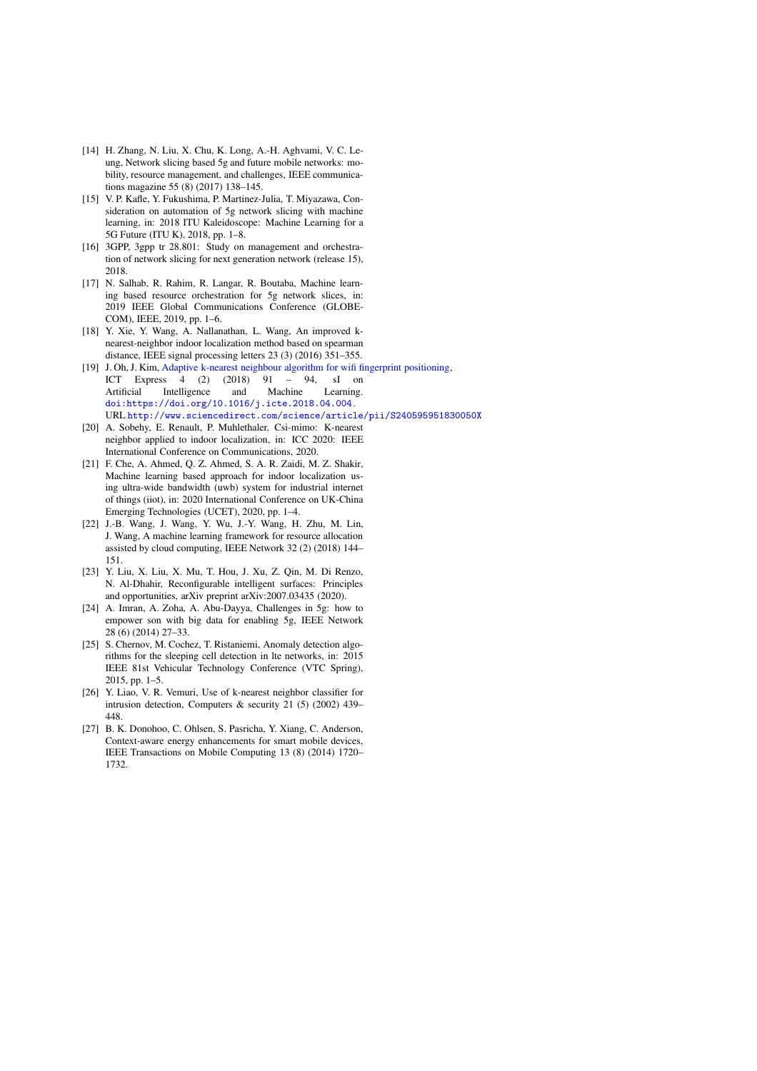[14] H. Zhang, N. Liu, X. Chu, K. Long, A.-H. Aghvami, V. C. Leung, Network slicing based 5g and future mobile networks: mobility, resource management, and challenges, IEEE communications magazine 55 (8) (2017) 138–145.

[15] V. P. Kafle, Y. Fukushima, P. Martinez-Julia, T. Miyazawa, Consideration on automation of 5g network slicing with machine learning, in: 2018 ITU Kaleidoscope: Machine Learning for a 5G Future (ITU K), 2018, pp. 1–8.

[16] 3GPP, 3gpp tr 28.801: Study on management and orchestration of network slicing for next generation network (release 15), 2018.

[17] N. Salhab, R. Rahim, R. Langar, R. Boutaba, Machine learning based resource orchestration for 5g network slices, in: 2019 IEEE Global Communications Conference (GLOBECOM), IEEE, 2019, pp. 1–6.

[18] Y. Xie, Y. Wang, A. Nallanathan, L. Wang, An improved k-nearest-neighbor indoor localization method based on spearman distance, IEEE signal processing letters 23 (3) (2016) 351–355.

[19] J. Oh, J. Kim, Adaptive k-nearest neighbour algorithm for wifi fingerprint positioning, ICT Express 4 (2) (2018) 91 – 94, sI on Artificial Intelligence and Machine Learning. doi:https://doi.org/10.1016/j.icte.2018.04.004.
URL http://www.sciencedirect.com/science/article/pii/S240595951830050X

[20] A. Sobehy, E. Renault, P. Muhlethaler, Csi-mimo: K-nearest neighbor applied to indoor localization, in: ICC 2020: IEEE International Conference on Communications, 2020.

[21] F. Che, A. Ahmed, Q. Z. Ahmed, S. A. R. Zaidi, M. Z. Shakir, Machine learning based approach for indoor localization using ultra-wide bandwidth (uwb) system for industrial internet of things (iiot), in: 2020 International Conference on UK-China Emerging Technologies (UCET), 2020, pp. 1–4.

[22] J.-B. Wang, J. Wang, Y. Wu, J.-Y. Wang, H. Zhu, M. Lin, J. Wang, A machine learning framework for resource allocation assisted by cloud computing, IEEE Network 32 (2) (2018) 144–151.

[23] Y. Liu, X. Liu, X. Mu, T. Hou, J. Xu, Z. Qin, M. Di Renzo, N. Al-Dhahir, Reconfigurable intelligent surfaces: Principles and opportunities, arXiv preprint arXiv:2007.03435 (2020).

[24] A. Imran, A. Zoha, A. Abu-Dayya, Challenges in 5g: how to empower son with big data for enabling 5g, IEEE Network 28 (6) (2014) 27–33.

[25] S. Chernov, M. Cochez, T. Ristaniemi, Anomaly detection algorithms for the sleeping cell detection in lte networks, in: 2015 IEEE 81st Vehicular Technology Conference (VTC Spring), 2015, pp. 1–5.

[26] Y. Liao, V. R. Vemuri, Use of k-nearest neighbor classifier for intrusion detection, Computers & security 21 (5) (2002) 439–448.

[27] B. K. Donohoo, C. Ohlsen, S. Pasricha, Y. Xiang, C. Anderson, Context-aware energy enhancements for smart mobile devices, IEEE Transactions on Mobile Computing 13 (8) (2014) 1720–1732.